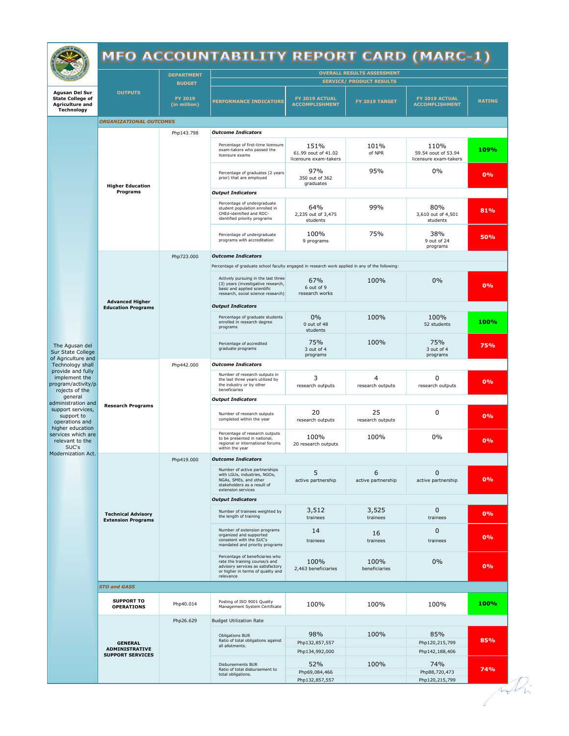# MFO ACCOUNTABILITY REPORT CARD (MARC-1)

**Agusan Del Sur State College of Agriculture and Technology**

| | OUTPUTS | DEPARTMENT BUDGET FY 2019 (in million) | OVERALL RESULTS ASSESSMENT SERVICE/ PRODUCT RESULTS PERFORMANCE INDICATORS | FY 2019 ACTUAL ACCOMPLISHMENT | FY 2019 TARGET | FY 2019 ACTUAL ACCOMPLISHMENT | RATING |
|---|---|---|---|---|---|---|---|
| ***ORGANIZATIONAL OUTCOMES*** | | | | | | | |
| The Agusan del Sur State College of Agriculture and Technology shall provide and fully implement the program/activity/projects of the general administration and support services, support to operations and higher education services which are relevant to the SUC's Modernization Act. | **Higher Education Programs** | Php143.798 | ***Outcome Indicators*** | | | | |
| | | | Percentage of first-time licensure exam-takers who passed the licensure exams | 151% 61.99 oout of 41.02 licensure exam-takers | 101% of NPR | 110% 59.54 oout of 53.94 licensure exam-takers | 109% |
| | | | Percentage of graduates (2 years prior) that are employed | 97% 350 out of 362 graduates | 95% | 0% | 0% |
| | | | ***Output Indicators*** | | | | |
| | | | Percentage of undergraduate student population enrolled in CHEd-identified and RDC-identified priority programs | 64% 2,235 out of 3,475 students | 99% | 80% 3,610 out of 4,501 students | 81% |
| | | | Percentage of undergraduate programs with accreditation | 100% 9 programs | 75% | 38% 9 out of 24 programs | 50% |
| | **Advanced Higher Education Programs** | Php723.000 | ***Outcome Indicators*** | | | | |
| | | | Percentage of graduate school faculty engaged in research work applied in any of the following: | | | | |
| | | | Actively pursuing in the last three (3) years (investigative research, basic and applied scientific research, social science research) | 67% 6 out of 9 research works | 100% | 0% | 0% |
| | | | ***Output Indicators*** | | | | |
| | | | Percentage of graduate students enrolled in research degree programs | 0% 0 out of 48 students | 100% | 100% 52 students | 100% |
| | | | Percentage of accredited graduate programs | 75% 3 out of 4 programs | 100% | 75% 3 out of 4 programs | 75% |
| | **Research Programs** | Php442.000 | ***Outcome Indicators*** | | | | |
| | | | Number of research outputs in the last three years utilized by the industry or by other beneficiaries | 3 research outputs | 4 research outputs | 0 research outputs | 0% |
| | | | ***Output Indicators*** | | | | |
| | | | Number of research outputs completed within the year | 20 research outputs | 25 research outputs | 0 | 0% |
| | | | Percentage of research outputs to be presented in national, regional or international forums within the year | 100% 20 research outputs | 100% | 0% | 0% |
| | **Technical Advisory Extension Programs** | Php419.000 | ***Outcome Indicators*** | | | | |
| | | | Number of active partnerships with LGUs, industries, NGOs, NGAs, SMEs, and other stakeholders as a result of extension services | 5 active partnership | 6 active partnership | 0 active partnership | 0% |
| | | | ***Output Indicators*** | | | | |
| | | | Number of trainees weighted by the length of training | 3,512 trainees | 3,525 trainees | 0 trainees | 0% |
| | | | Number of extension programs organized and supported consstent with the SUC's mandated and priority programs | 14 trainees | 16 trainees | 0 trainees | 0% |
| | | | Percentage of beneficiaries who rate the training course/s and advisory services as satisfactory or higher in terms of quality and relevance | 100% 2,463 beneficiaries | 100% beneficiaries | 0% | 0% |
| ***STO and GASS*** | | | | | | | |
| | **SUPPORT TO OPERATIONS** | Php40.014 | Posting of ISO 9001 Quality Management System Certificate | 100% | 100% | 100% | 100% |
| | **GENERAL ADMINISTRATIVE SUPPORT SERVICES** | Php26.629 | Budget Utilization Rate | | | | |
| | | | Obligations BUR Ratio of total obligations against all allotments. | 98% Php132,857,557 Php134,992,000 | 100% | 85% Php120,215,799 Php142,188,406 | 85% |
| | | | Disbursements BUR Ratio of total disbursement to total obligations. | 52% Php69,084,466 Php132,857,557 | 100% | 74% Php88,720,473 Php120,215,799 | 74% |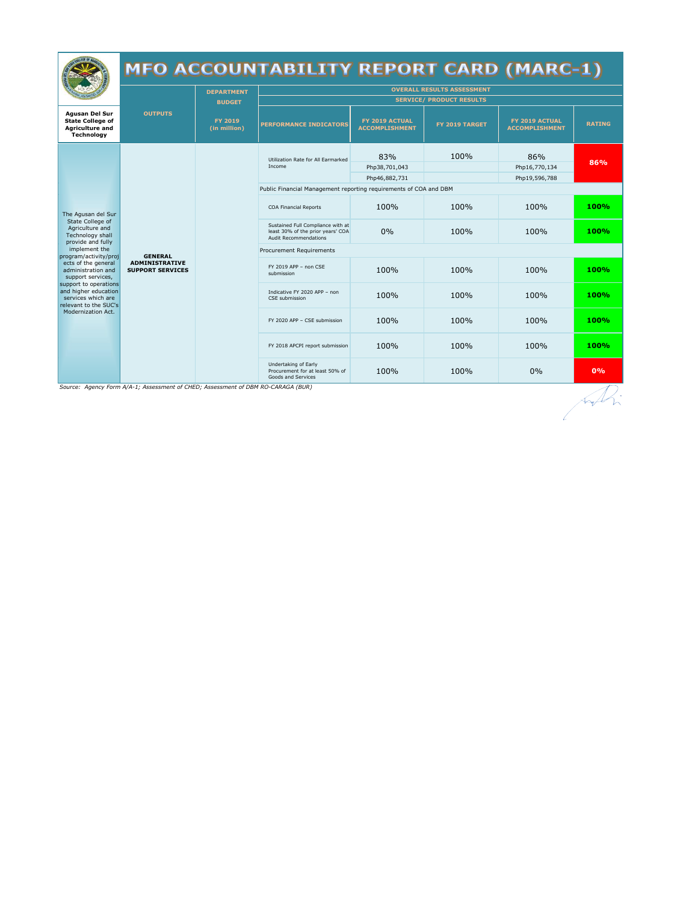# MFO ACCOUNTABILITY REPORT CARD (MARC-1)

| Agusan Del Sur State College of Agriculture and Technology | OUTPUTS | DEPARTMENT BUDGET FY 2019 (in million) | OVERALL RESULTS ASSESSMENT SERVICE/ PRODUCT RESULTS | | | | |
|---|---|---|---|---|---|---|---|
| | | | PERFORMANCE INDICATORS | FY 2019 ACTUAL ACCOMPLISHMENT | FY 2019 TARGET | FY 2019 ACTUAL ACCOMPLISHMENT | RATING |
| The Agusan del Sur State College of Agriculture and Technology shall provide and fully implement the program/activity/projects of the general administration and support services, support to operations and higher education services which are relevant to the SUC's Modernization Act. | GENERAL ADMINISTRATIVE SUPPORT SERVICES | | Utilization Rate for All Earmarked Income | 83% | 100% | 86% | 86% |
| | | | | Php38,701,043 | | Php16,770,134 | |
| | | | | Php46,882,731 | | Php19,596,788 | |
| | | | Public Financial Management reporting requirements of COA and DBM | | | | |
| | | | COA Financial Reports | 100% | 100% | 100% | 100% |
| | | | Sustained Full Compliance with at least 30% of the prior years' COA Audit Recommendations | 0% | 100% | 100% | 100% |
| | | | Procurement Requirements | | | | |
| | | | FY 2019 APP – non CSE submission | 100% | 100% | 100% | 100% |
| | | | Indicative FY 2020 APP – non CSE submission | 100% | 100% | 100% | 100% |
| | | | FY 2020 APP – CSE submission | 100% | 100% | 100% | 100% |
| | | | FY 2018 APCPI report submission | 100% | 100% | 100% | 100% |
| | | | Undertaking of Early Procurement for at least 50% of Goods and Services | 100% | 100% | 0% | 0% |

*Source: Agency Form A/A-1; Assessment of CHED; Assessment of DBM RO-CARAGA (BUR)*